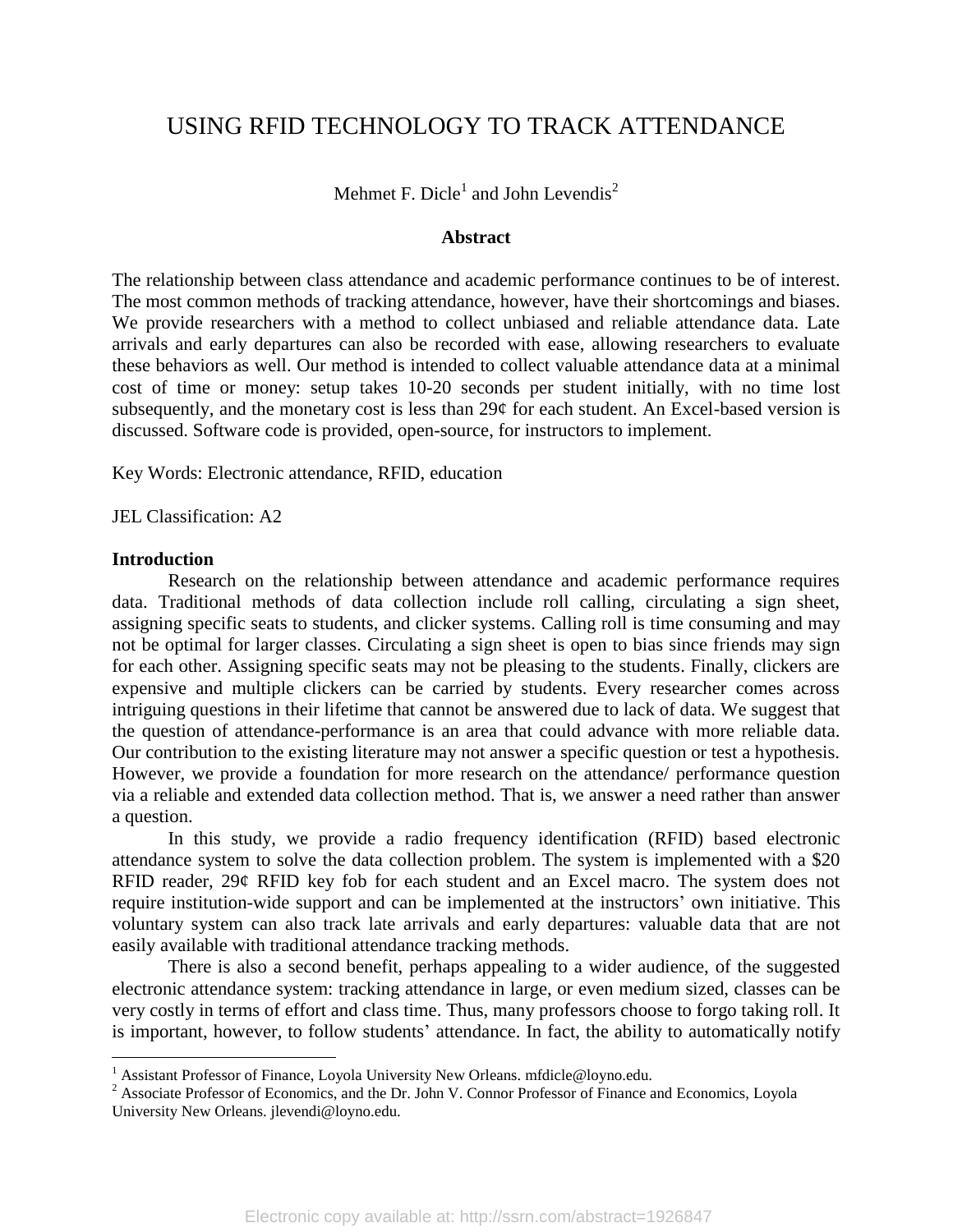# USING RFID TECHNOLOGY TO TRACK ATTENDANCE

Mehmet F. Dicle[1] and John Levendis[2]

**Abstract**

The relationship between class attendance and academic performance continues to be of interest. The most common methods of tracking attendance, however, have their shortcomings and biases. We provide researchers with a method to collect unbiased and reliable attendance data. Late arrivals and early departures can also be recorded with ease, allowing researchers to evaluate these behaviors as well. Our method is intended to collect valuable attendance data at a minimal cost of time or money: setup takes 10-20 seconds per student initially, with no time lost subsequently, and the monetary cost is less than 29¢ for each student. An Excel-based version is discussed. Software code is provided, open-source, for instructors to implement.

Key Words: Electronic attendance, RFID, education

JEL Classification: A2

## Introduction

Research on the relationship between attendance and academic performance requires data. Traditional methods of data collection include roll calling, circulating a sign sheet, assigning specific seats to students, and clicker systems. Calling roll is time consuming and may not be optimal for larger classes. Circulating a sign sheet is open to bias since friends may sign for each other. Assigning specific seats may not be pleasing to the students. Finally, clickers are expensive and multiple clickers can be carried by students. Every researcher comes across intriguing questions in their lifetime that cannot be answered due to lack of data. We suggest that the question of attendance-performance is an area that could advance with more reliable data. Our contribution to the existing literature may not answer a specific question or test a hypothesis. However, we provide a foundation for more research on the attendance/ performance question via a reliable and extended data collection method. That is, we answer a need rather than answer a question.

In this study, we provide a radio frequency identification (RFID) based electronic attendance system to solve the data collection problem. The system is implemented with a $20 RFID reader, 29¢ RFID key fob for each student and an Excel macro. The system does not require institution-wide support and can be implemented at the instructors' own initiative. This voluntary system can also track late arrivals and early departures: valuable data that are not easily available with traditional attendance tracking methods.

There is also a second benefit, perhaps appealing to a wider audience, of the suggested electronic attendance system: tracking attendance in large, or even medium sized, classes can be very costly in terms of effort and class time. Thus, many professors choose to forgo taking roll. It is important, however, to follow students' attendance. In fact, the ability to automatically notify

---

[1] Assistant Professor of Finance, Loyola University New Orleans. mfdicle@loyno.edu.

[2] Associate Professor of Economics, and the Dr. John V. Connor Professor of Finance and Economics, Loyola University New Orleans. jlevendi@loyno.edu.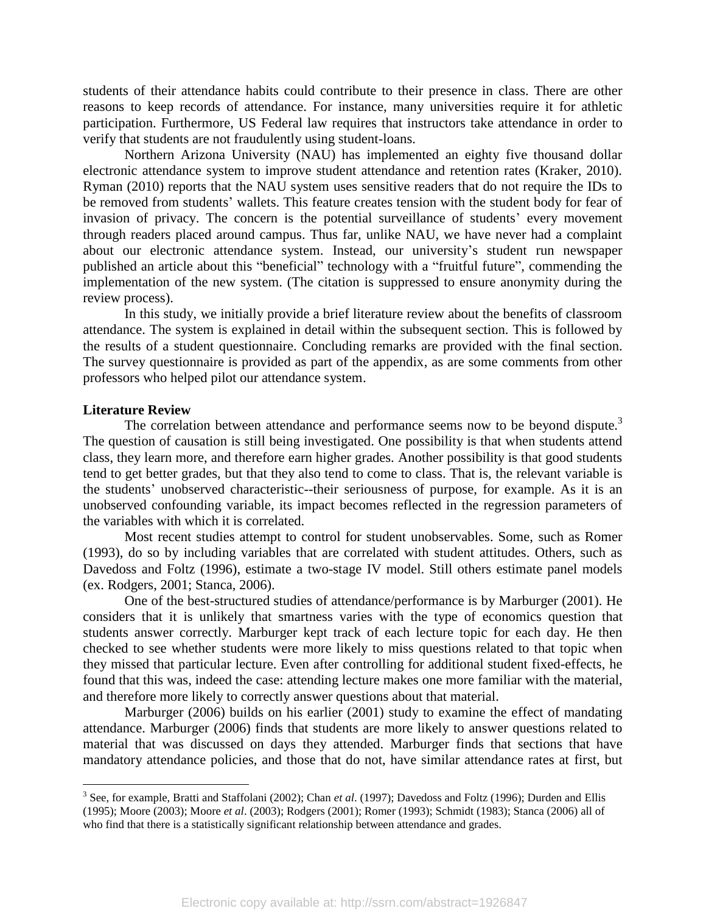students of their attendance habits could contribute to their presence in class. There are other reasons to keep records of attendance. For instance, many universities require it for athletic participation. Furthermore, US Federal law requires that instructors take attendance in order to verify that students are not fraudulently using student-loans.

Northern Arizona University (NAU) has implemented an eighty five thousand dollar electronic attendance system to improve student attendance and retention rates (Kraker, 2010). Ryman (2010) reports that the NAU system uses sensitive readers that do not require the IDs to be removed from students' wallets. This feature creates tension with the student body for fear of invasion of privacy. The concern is the potential surveillance of students' every movement through readers placed around campus. Thus far, unlike NAU, we have never had a complaint about our electronic attendance system. Instead, our university's student run newspaper published an article about this "beneficial" technology with a "fruitful future", commending the implementation of the new system. (The citation is suppressed to ensure anonymity during the review process).

In this study, we initially provide a brief literature review about the benefits of classroom attendance. The system is explained in detail within the subsequent section. This is followed by the results of a student questionnaire. Concluding remarks are provided with the final section. The survey questionnaire is provided as part of the appendix, as are some comments from other professors who helped pilot our attendance system.

## Literature Review

The correlation between attendance and performance seems now to be beyond dispute.[3] The question of causation is still being investigated. One possibility is that when students attend class, they learn more, and therefore earn higher grades. Another possibility is that good students tend to get better grades, but that they also tend to come to class. That is, the relevant variable is the students' unobserved characteristic--their seriousness of purpose, for example. As it is an unobserved confounding variable, its impact becomes reflected in the regression parameters of the variables with which it is correlated.

Most recent studies attempt to control for student unobservables. Some, such as Romer (1993), do so by including variables that are correlated with student attitudes. Others, such as Davedoss and Foltz (1996), estimate a two-stage IV model. Still others estimate panel models (ex. Rodgers, 2001; Stanca, 2006).

One of the best-structured studies of attendance/performance is by Marburger (2001). He considers that it is unlikely that smartness varies with the type of economics question that students answer correctly. Marburger kept track of each lecture topic for each day. He then checked to see whether students were more likely to miss questions related to that topic when they missed that particular lecture. Even after controlling for additional student fixed-effects, he found that this was, indeed the case: attending lecture makes one more familiar with the material, and therefore more likely to correctly answer questions about that material.

Marburger (2006) builds on his earlier (2001) study to examine the effect of mandating attendance. Marburger (2006) finds that students are more likely to answer questions related to material that was discussed on days they attended. Marburger finds that sections that have mandatory attendance policies, and those that do not, have similar attendance rates at first, but

---

[3] See, for example, Bratti and Staffolani (2002); Chan *et al*. (1997); Davedoss and Foltz (1996); Durden and Ellis (1995); Moore (2003); Moore *et al*. (2003); Rodgers (2001); Romer (1993); Schmidt (1983); Stanca (2006) all of who find that there is a statistically significant relationship between attendance and grades.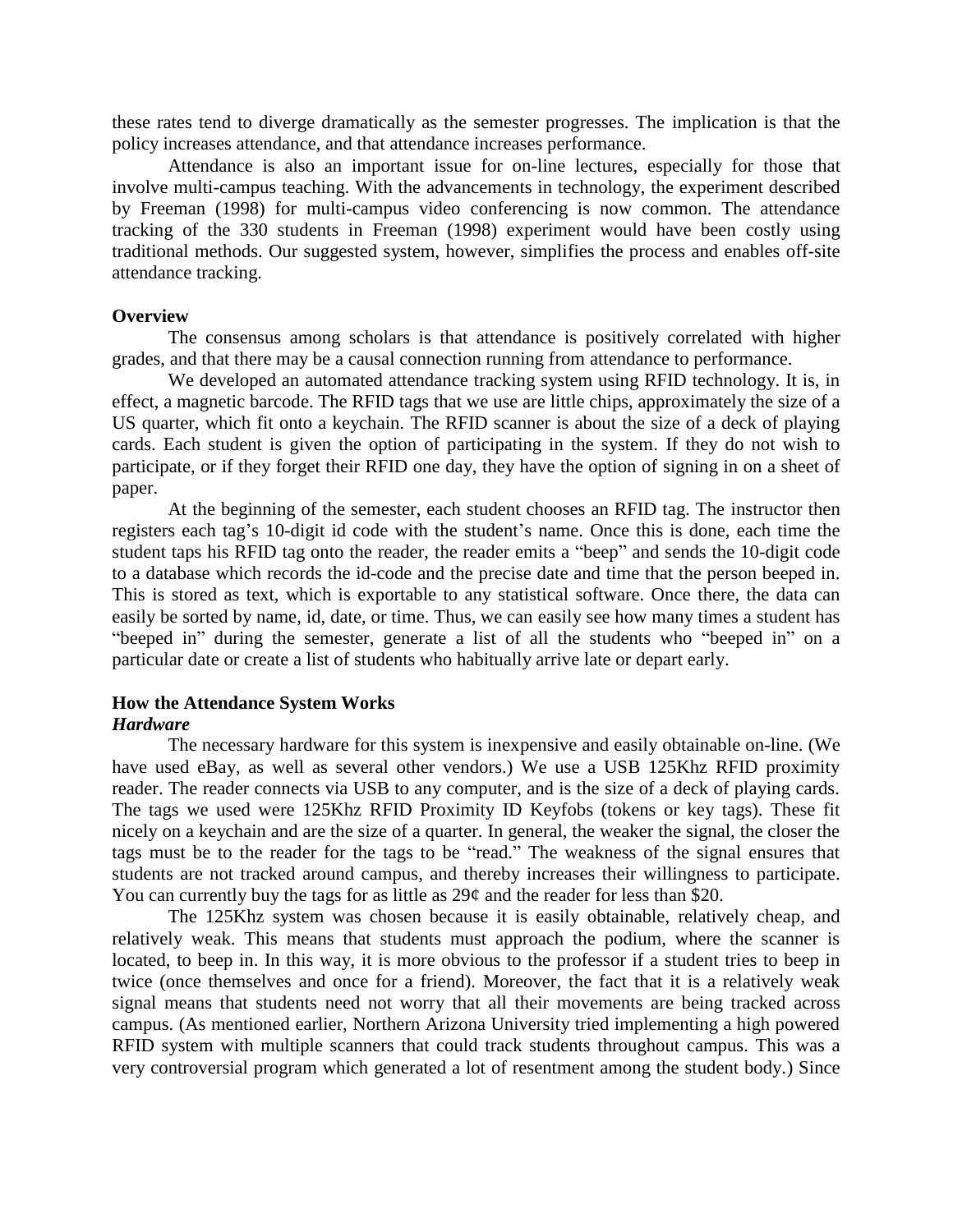these rates tend to diverge dramatically as the semester progresses. The implication is that the policy increases attendance, and that attendance increases performance.

Attendance is also an important issue for on-line lectures, especially for those that involve multi-campus teaching. With the advancements in technology, the experiment described by Freeman (1998) for multi-campus video conferencing is now common. The attendance tracking of the 330 students in Freeman (1998) experiment would have been costly using traditional methods. Our suggested system, however, simplifies the process and enables off-site attendance tracking.

**Overview**

The consensus among scholars is that attendance is positively correlated with higher grades, and that there may be a causal connection running from attendance to performance.

We developed an automated attendance tracking system using RFID technology. It is, in effect, a magnetic barcode. The RFID tags that we use are little chips, approximately the size of a US quarter, which fit onto a keychain. The RFID scanner is about the size of a deck of playing cards. Each student is given the option of participating in the system. If they do not wish to participate, or if they forget their RFID one day, they have the option of signing in on a sheet of paper.

At the beginning of the semester, each student chooses an RFID tag. The instructor then registers each tag's 10-digit id code with the student's name. Once this is done, each time the student taps his RFID tag onto the reader, the reader emits a "beep" and sends the 10-digit code to a database which records the id-code and the precise date and time that the person beeped in. This is stored as text, which is exportable to any statistical software. Once there, the data can easily be sorted by name, id, date, or time. Thus, we can easily see how many times a student has "beeped in" during the semester, generate a list of all the students who "beeped in" on a particular date or create a list of students who habitually arrive late or depart early.

**How the Attendance System Works**

***Hardware***

The necessary hardware for this system is inexpensive and easily obtainable on-line. (We have used eBay, as well as several other vendors.) We use a USB 125Khz RFID proximity reader. The reader connects via USB to any computer, and is the size of a deck of playing cards. The tags we used were 125Khz RFID Proximity ID Keyfobs (tokens or key tags). These fit nicely on a keychain and are the size of a quarter. In general, the weaker the signal, the closer the tags must be to the reader for the tags to be "read." The weakness of the signal ensures that students are not tracked around campus, and thereby increases their willingness to participate. You can currently buy the tags for as little as 29¢ and the reader for less than $20.

The 125Khz system was chosen because it is easily obtainable, relatively cheap, and relatively weak. This means that students must approach the podium, where the scanner is located, to beep in. In this way, it is more obvious to the professor if a student tries to beep in twice (once themselves and once for a friend). Moreover, the fact that it is a relatively weak signal means that students need not worry that all their movements are being tracked across campus. (As mentioned earlier, Northern Arizona University tried implementing a high powered RFID system with multiple scanners that could track students throughout campus. This was a very controversial program which generated a lot of resentment among the student body.) Since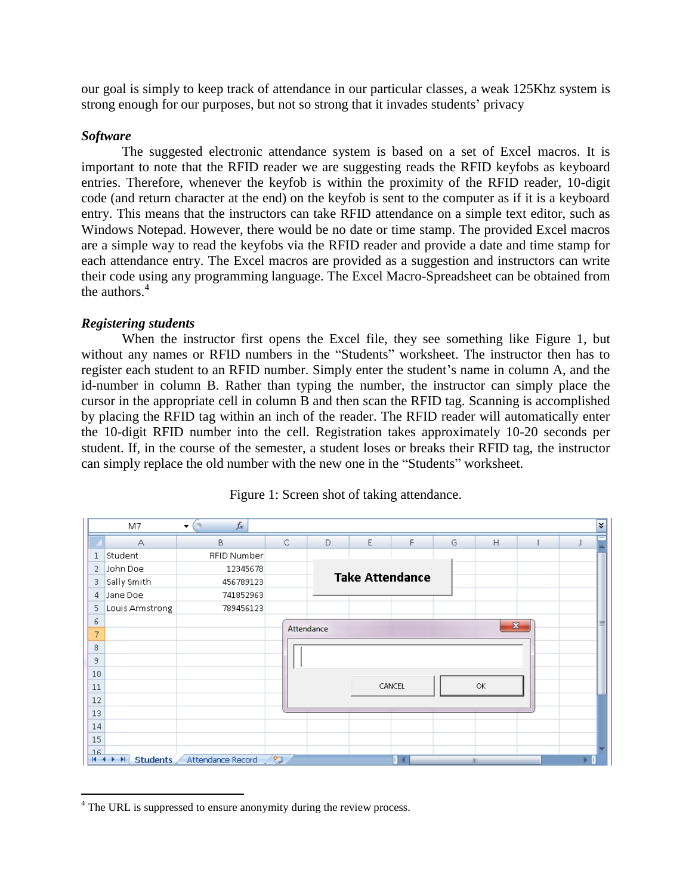our goal is simply to keep track of attendance in our particular classes, a weak 125Khz system is strong enough for our purposes, but not so strong that it invades students' privacy

### *Software*

The suggested electronic attendance system is based on a set of Excel macros. It is important to note that the RFID reader we are suggesting reads the RFID keyfobs as keyboard entries. Therefore, whenever the keyfob is within the proximity of the RFID reader, 10-digit code (and return character at the end) on the keyfob is sent to the computer as if it is a keyboard entry. This means that the instructors can take RFID attendance on a simple text editor, such as Windows Notepad. However, there would be no date or time stamp. The provided Excel macros are a simple way to read the keyfobs via the RFID reader and provide a date and time stamp for each attendance entry. The Excel macros are provided as a suggestion and instructors can write their code using any programming language. The Excel Macro-Spreadsheet can be obtained from the authors.[4]

### *Registering students*

When the instructor first opens the Excel file, they see something like Figure 1, but without any names or RFID numbers in the "Students" worksheet. The instructor then has to register each student to an RFID number. Simply enter the student's name in column A, and the id-number in column B. Rather than typing the number, the instructor can simply place the cursor in the appropriate cell in column B and then scan the RFID tag. Scanning is accomplished by placing the RFID tag within an inch of the reader. The RFID reader will automatically enter the 10-digit RFID number into the cell. Registration takes approximately 10-20 seconds per student. If, in the course of the semester, a student loses or breaks their RFID tag, the instructor can simply replace the old number with the new one in the "Students" worksheet.

Figure 1: Screen shot of taking attendance.

---

[4] The URL is suppressed to ensure anonymity during the review process.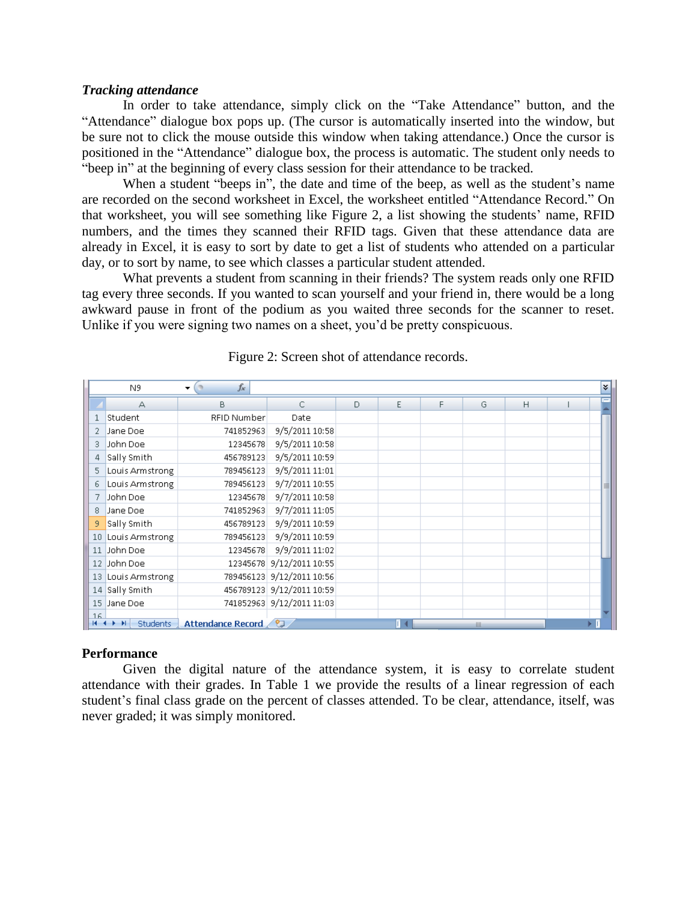***Tracking attendance***

In order to take attendance, simply click on the "Take Attendance" button, and the "Attendance" dialogue box pops up. (The cursor is automatically inserted into the window, but be sure not to click the mouse outside this window when taking attendance.) Once the cursor is positioned in the "Attendance" dialogue box, the process is automatic. The student only needs to "beep in" at the beginning of every class session for their attendance to be tracked.

When a student "beeps in", the date and time of the beep, as well as the student's name are recorded on the second worksheet in Excel, the worksheet entitled "Attendance Record." On that worksheet, you will see something like Figure 2, a list showing the students' name, RFID numbers, and the times they scanned their RFID tags. Given that these attendance data are already in Excel, it is easy to sort by date to get a list of students who attended on a particular day, or to sort by name, to see which classes a particular student attended.

What prevents a student from scanning in their friends? The system reads only one RFID tag every three seconds. If you wanted to scan yourself and your friend in, there would be a long awkward pause in front of the podium as you waited three seconds for the scanner to reset. Unlike if you were signing two names on a sheet, you'd be pretty conspicuous.

Figure 2: Screen shot of attendance records.

| Student | RFID Number | Date |
|---|---|---|
| Jane Doe | 741852963 | 9/5/2011 10:58 |
| John Doe | 12345678 | 9/5/2011 10:58 |
| Sally Smith | 456789123 | 9/5/2011 10:59 |
| Louis Armstrong | 789456123 | 9/5/2011 11:01 |
| Louis Armstrong | 789456123 | 9/7/2011 10:55 |
| John Doe | 12345678 | 9/7/2011 10:58 |
| Jane Doe | 741852963 | 9/7/2011 11:05 |
| Sally Smith | 456789123 | 9/9/2011 10:59 |
| Louis Armstrong | 789456123 | 9/9/2011 10:59 |
| John Doe | 12345678 | 9/9/2011 11:02 |
| John Doe | 12345678 | 9/12/2011 10:55 |
| Louis Armstrong | 789456123 | 9/12/2011 10:56 |
| Sally Smith | 456789123 | 9/12/2011 10:59 |
| Jane Doe | 741852963 | 9/12/2011 11:03 |

**Performance**

Given the digital nature of the attendance system, it is easy to correlate student attendance with their grades. In Table 1 we provide the results of a linear regression of each student's final class grade on the percent of classes attended. To be clear, attendance, itself, was never graded; it was simply monitored.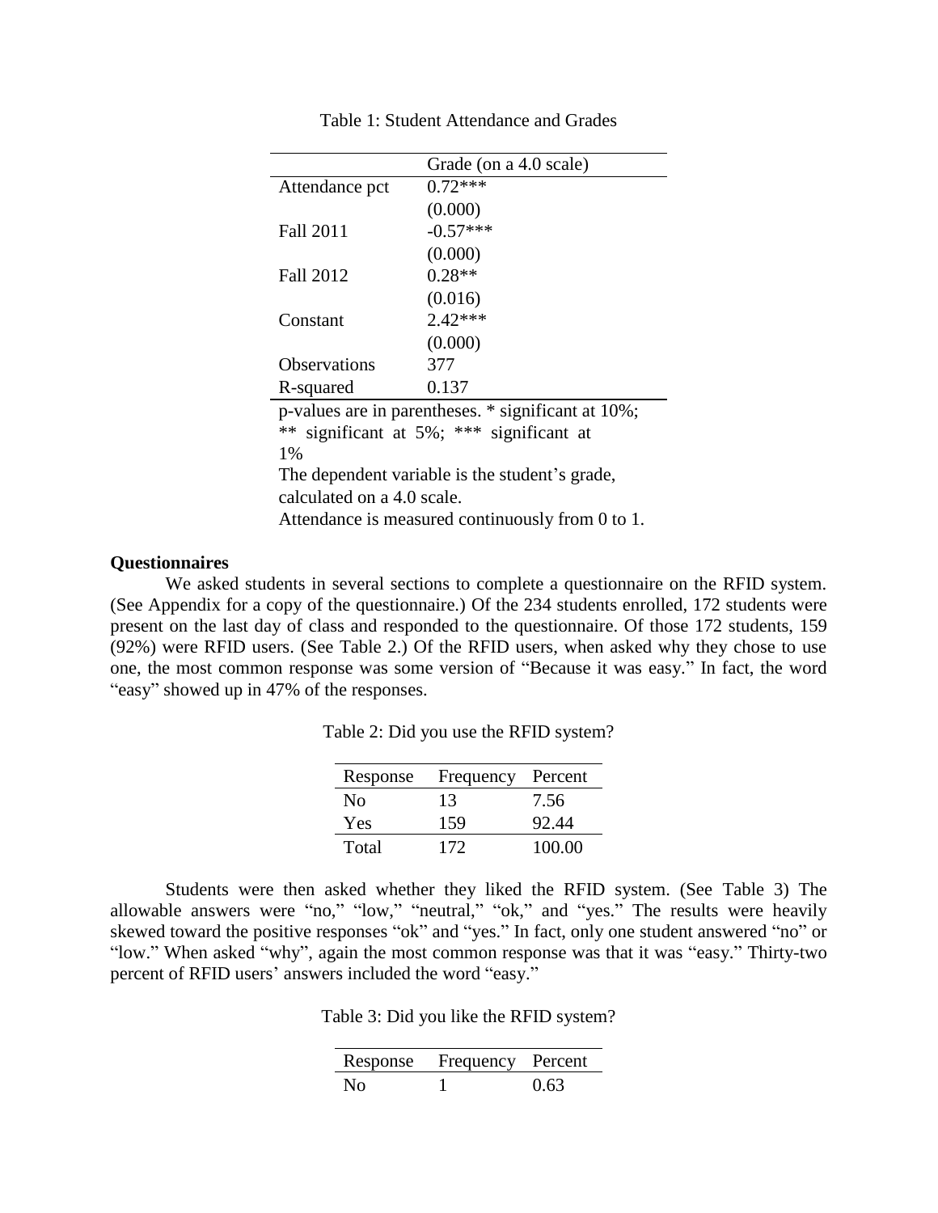Table 1: Student Attendance and Grades

| | Grade (on a 4.0 scale) |
|---|---|
| Attendance pct | 0.72*** |
| | (0.000) |
| Fall 2011 | -0.57*** |
| | (0.000) |
| Fall 2012 | 0.28** |
| | (0.016) |
| Constant | 2.42*** |
| | (0.000) |
| Observations | 377 |
| R-squared | 0.137 |

p-values are in parentheses. * significant at 10%; ** significant at 5%; *** significant at 1%

The dependent variable is the student's grade, calculated on a 4.0 scale.

Attendance is measured continuously from 0 to 1.

**Questionnaires**

We asked students in several sections to complete a questionnaire on the RFID system. (See Appendix for a copy of the questionnaire.) Of the 234 students enrolled, 172 students were present on the last day of class and responded to the questionnaire. Of those 172 students, 159 (92%) were RFID users. (See Table 2.) Of the RFID users, when asked why they chose to use one, the most common response was some version of "Because it was easy." In fact, the word "easy" showed up in 47% of the responses.

Table 2: Did you use the RFID system?

| Response | Frequency | Percent |
|---|---|---|
| No | 13 | 7.56 |
| Yes | 159 | 92.44 |
| Total | 172 | 100.00 |

Students were then asked whether they liked the RFID system. (See Table 3) The allowable answers were "no," "low," "neutral," "ok," and "yes." The results were heavily skewed toward the positive responses "ok" and "yes." In fact, only one student answered "no" or "low." When asked "why", again the most common response was that it was "easy." Thirty-two percent of RFID users' answers included the word "easy."

Table 3: Did you like the RFID system?

| Response | Frequency | Percent |
|---|---|---|
| No | 1 | 0.63 |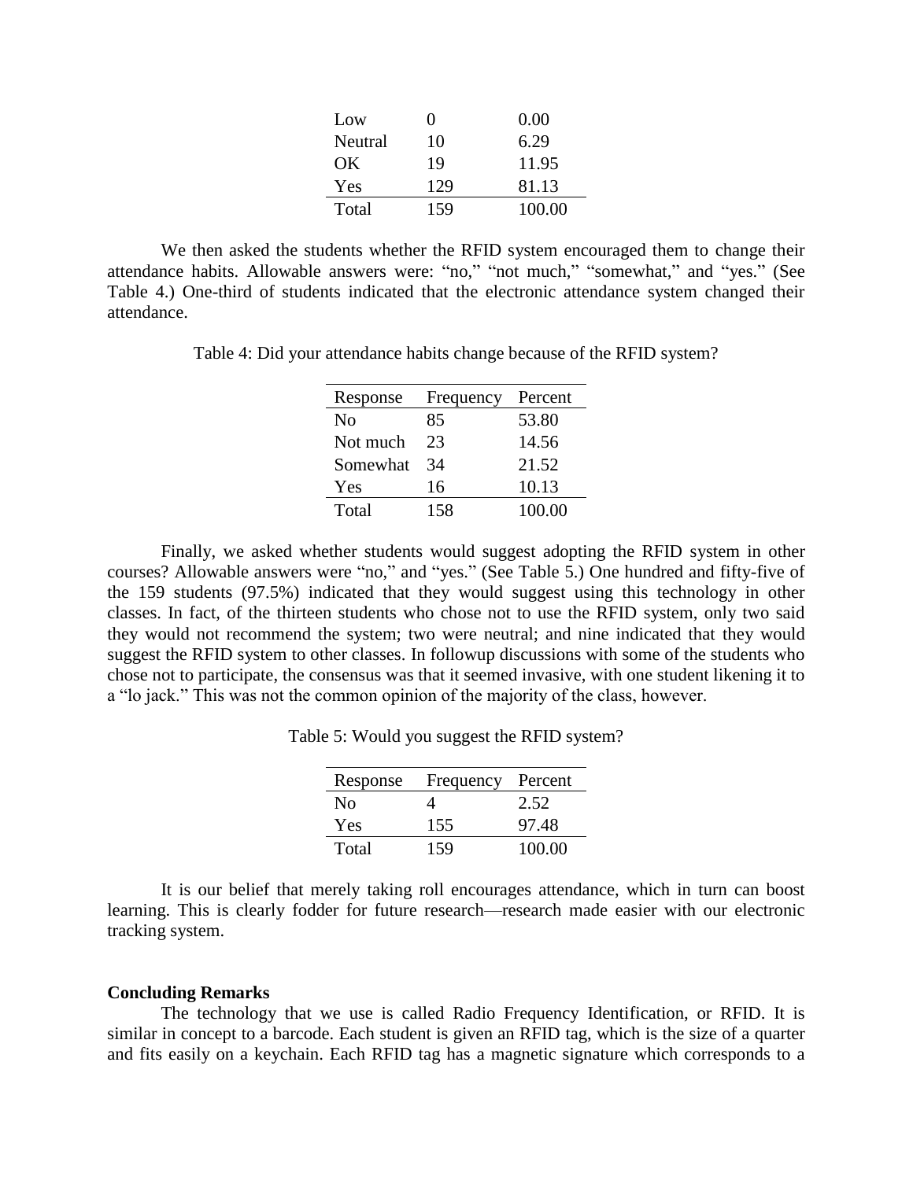| | | |
|---|---|---|
| Low | 0 | 0.00 |
| Neutral | 10 | 6.29 |
| OK | 19 | 11.95 |
| Yes | 129 | 81.13 |
| Total | 159 | 100.00 |

We then asked the students whether the RFID system encouraged them to change their attendance habits. Allowable answers were: "no," "not much," "somewhat," and "yes." (See Table 4.) One-third of students indicated that the electronic attendance system changed their attendance.

Table 4: Did your attendance habits change because of the RFID system?

| Response | Frequency | Percent |
|---|---|---|
| No | 85 | 53.80 |
| Not much | 23 | 14.56 |
| Somewhat | 34 | 21.52 |
| Yes | 16 | 10.13 |
| Total | 158 | 100.00 |

Finally, we asked whether students would suggest adopting the RFID system in other courses? Allowable answers were "no," and "yes." (See Table 5.) One hundred and fifty-five of the 159 students (97.5%) indicated that they would suggest using this technology in other classes. In fact, of the thirteen students who chose not to use the RFID system, only two said they would not recommend the system; two were neutral; and nine indicated that they would suggest the RFID system to other classes. In followup discussions with some of the students who chose not to participate, the consensus was that it seemed invasive, with one student likening it to a "lo jack." This was not the common opinion of the majority of the class, however.

Table 5: Would you suggest the RFID system?

| Response | Frequency | Percent |
|---|---|---|
| No | 4 | 2.52 |
| Yes | 155 | 97.48 |
| Total | 159 | 100.00 |

It is our belief that merely taking roll encourages attendance, which in turn can boost learning. This is clearly fodder for future research—research made easier with our electronic tracking system.

**Concluding Remarks**

The technology that we use is called Radio Frequency Identification, or RFID. It is similar in concept to a barcode. Each student is given an RFID tag, which is the size of a quarter and fits easily on a keychain. Each RFID tag has a magnetic signature which corresponds to a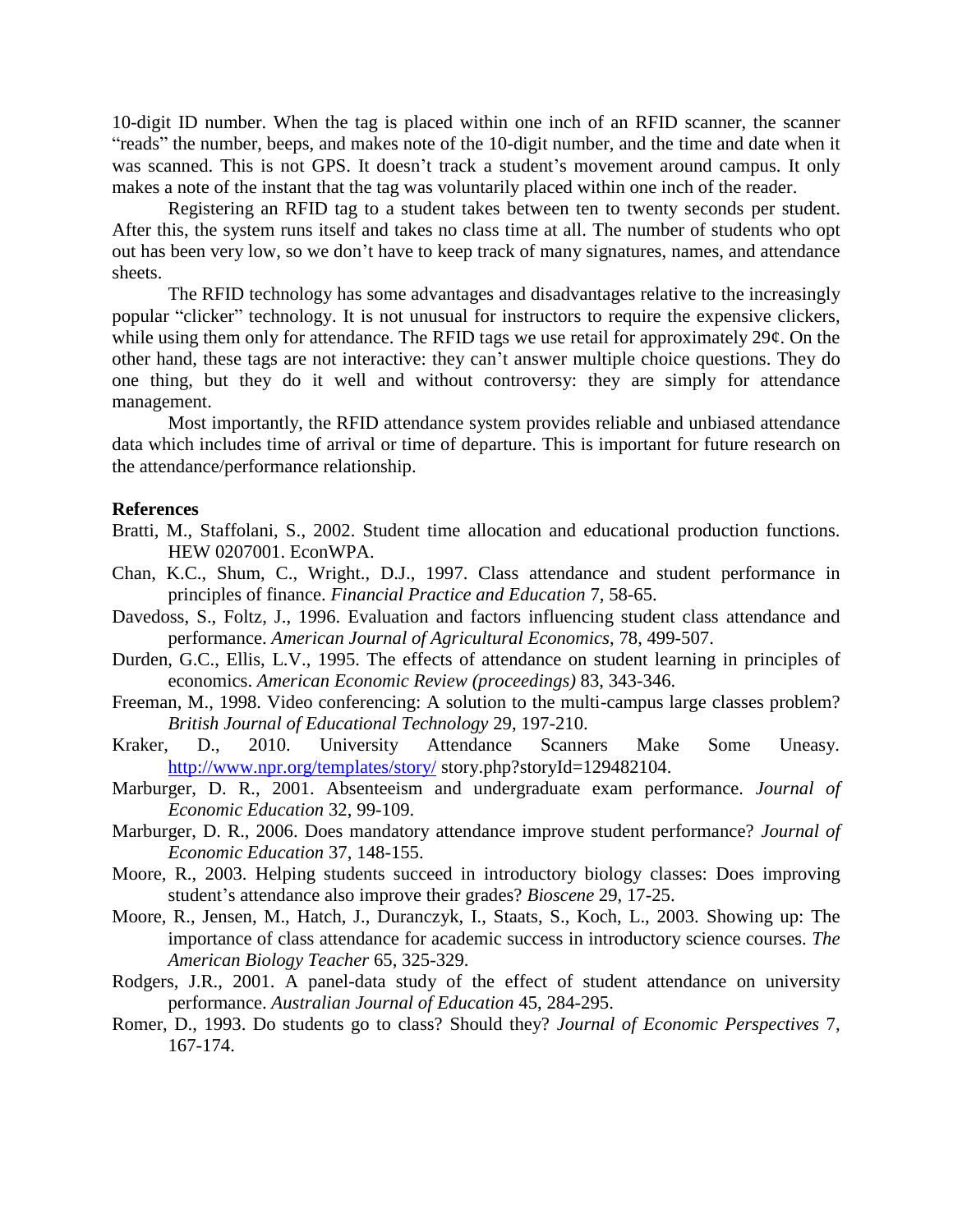10-digit ID number. When the tag is placed within one inch of an RFID scanner, the scanner "reads" the number, beeps, and makes note of the 10-digit number, and the time and date when it was scanned. This is not GPS. It doesn't track a student's movement around campus. It only makes a note of the instant that the tag was voluntarily placed within one inch of the reader.

Registering an RFID tag to a student takes between ten to twenty seconds per student. After this, the system runs itself and takes no class time at all. The number of students who opt out has been very low, so we don't have to keep track of many signatures, names, and attendance sheets.

The RFID technology has some advantages and disadvantages relative to the increasingly popular "clicker" technology. It is not unusual for instructors to require the expensive clickers, while using them only for attendance. The RFID tags we use retail for approximately 29¢. On the other hand, these tags are not interactive: they can't answer multiple choice questions. They do one thing, but they do it well and without controversy: they are simply for attendance management.

Most importantly, the RFID attendance system provides reliable and unbiased attendance data which includes time of arrival or time of departure. This is important for future research on the attendance/performance relationship.

**References**

Bratti, M., Staffolani, S., 2002. Student time allocation and educational production functions. HEW 0207001. EconWPA.

Chan, K.C., Shum, C., Wright., D.J., 1997. Class attendance and student performance in principles of finance. *Financial Practice and Education* 7, 58-65.

Davedoss, S., Foltz, J., 1996. Evaluation and factors influencing student class attendance and performance. *American Journal of Agricultural Economics*, 78, 499-507.

Durden, G.C., Ellis, L.V., 1995. The effects of attendance on student learning in principles of economics. *American Economic Review (proceedings)* 83, 343-346.

Freeman, M., 1998. Video conferencing: A solution to the multi-campus large classes problem? *British Journal of Educational Technology* 29, 197-210.

Kraker, D., 2010. University Attendance Scanners Make Some Uneasy. http://www.npr.org/templates/story/ story.php?storyId=129482104.

Marburger, D. R., 2001. Absenteeism and undergraduate exam performance. *Journal of Economic Education* 32, 99-109.

Marburger, D. R., 2006. Does mandatory attendance improve student performance? *Journal of Economic Education* 37, 148-155.

Moore, R., 2003. Helping students succeed in introductory biology classes: Does improving student's attendance also improve their grades? *Bioscene* 29, 17-25.

Moore, R., Jensen, M., Hatch, J., Duranczyk, I., Staats, S., Koch, L., 2003. Showing up: The importance of class attendance for academic success in introductory science courses. *The American Biology Teacher* 65, 325-329.

Rodgers, J.R., 2001. A panel-data study of the effect of student attendance on university performance. *Australian Journal of Education* 45, 284-295.

Romer, D., 1993. Do students go to class? Should they? *Journal of Economic Perspectives* 7, 167-174.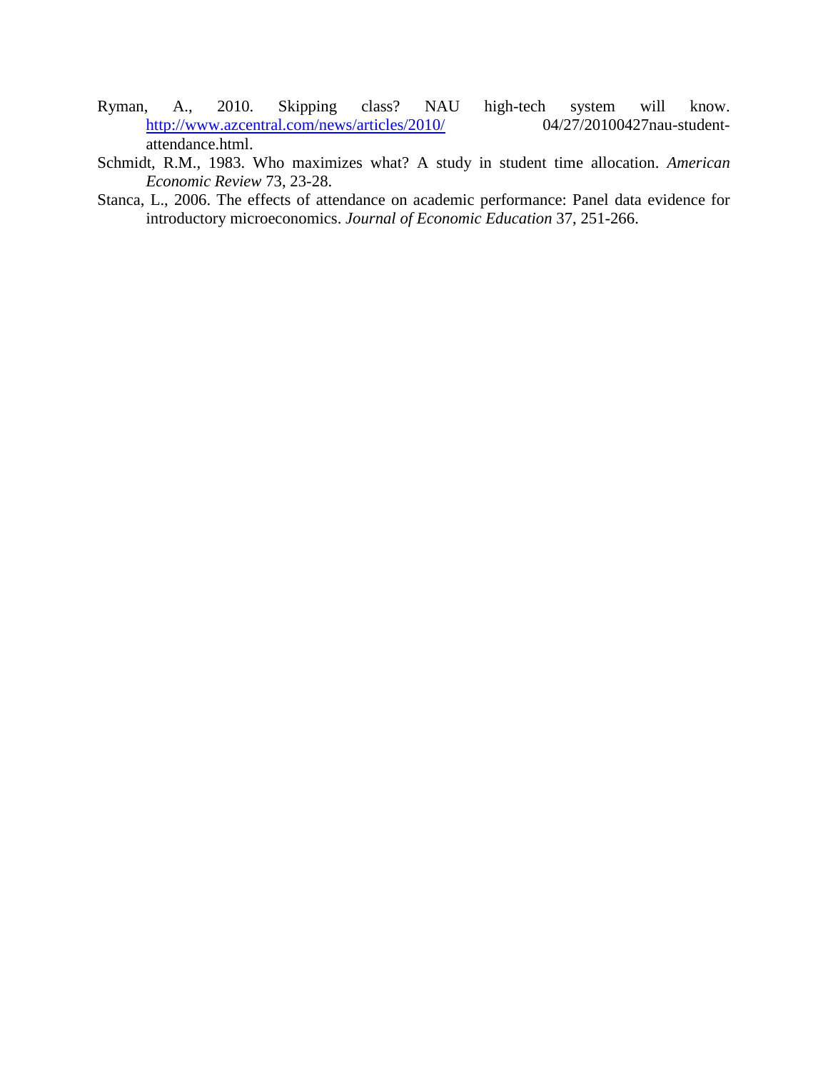Ryman, A., 2010. Skipping class? NAU high-tech system will know. http://www.azcentral.com/news/articles/2010/ 04/27/20100427nau-student-attendance.html.

Schmidt, R.M., 1983. Who maximizes what? A study in student time allocation. *American Economic Review* 73, 23-28.

Stanca, L., 2006. The effects of attendance on academic performance: Panel data evidence for introductory microeconomics. *Journal of Economic Education* 37, 251-266.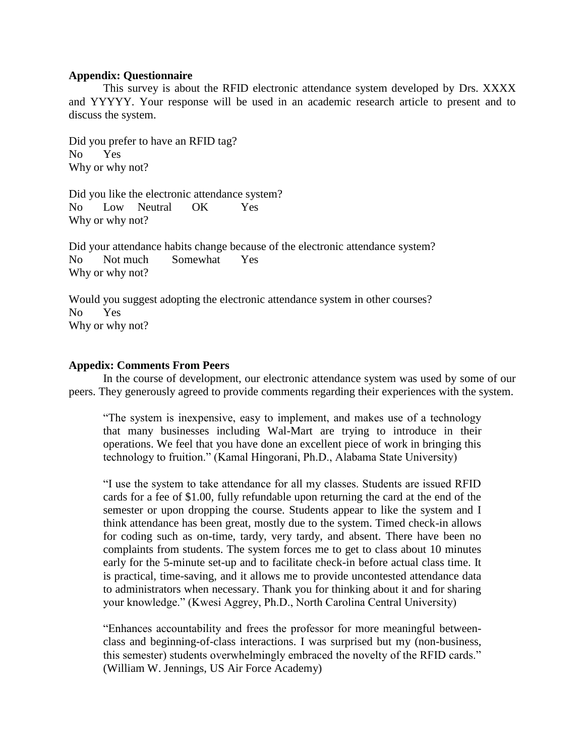**Appendix: Questionnaire**

This survey is about the RFID electronic attendance system developed by Drs. XXXX and YYYYY. Your response will be used in an academic research article to present and to discuss the system.

Did you prefer to have an RFID tag?
No Yes
Why or why not?

Did you like the electronic attendance system?
No Low Neutral OK Yes
Why or why not?

Did your attendance habits change because of the electronic attendance system?
No Not much Somewhat Yes
Why or why not?

Would you suggest adopting the electronic attendance system in other courses?
No Yes
Why or why not?

**Appedix: Comments From Peers**

In the course of development, our electronic attendance system was used by some of our peers. They generously agreed to provide comments regarding their experiences with the system.

> "The system is inexpensive, easy to implement, and makes use of a technology that many businesses including Wal-Mart are trying to introduce in their operations. We feel that you have done an excellent piece of work in bringing this technology to fruition." (Kamal Hingorani, Ph.D., Alabama State University)

> "I use the system to take attendance for all my classes. Students are issued RFID cards for a fee of $1.00, fully refundable upon returning the card at the end of the semester or upon dropping the course. Students appear to like the system and I think attendance has been great, mostly due to the system. Timed check-in allows for coding such as on-time, tardy, very tardy, and absent. There have been no complaints from students. The system forces me to get to class about 10 minutes early for the 5-minute set-up and to facilitate check-in before actual class time. It is practical, time-saving, and it allows me to provide uncontested attendance data to administrators when necessary. Thank you for thinking about it and for sharing your knowledge." (Kwesi Aggrey, Ph.D., North Carolina Central University)

> "Enhances accountability and frees the professor for more meaningful between-class and beginning-of-class interactions. I was surprised but my (non-business, this semester) students overwhelmingly embraced the novelty of the RFID cards." (William W. Jennings, US Air Force Academy)